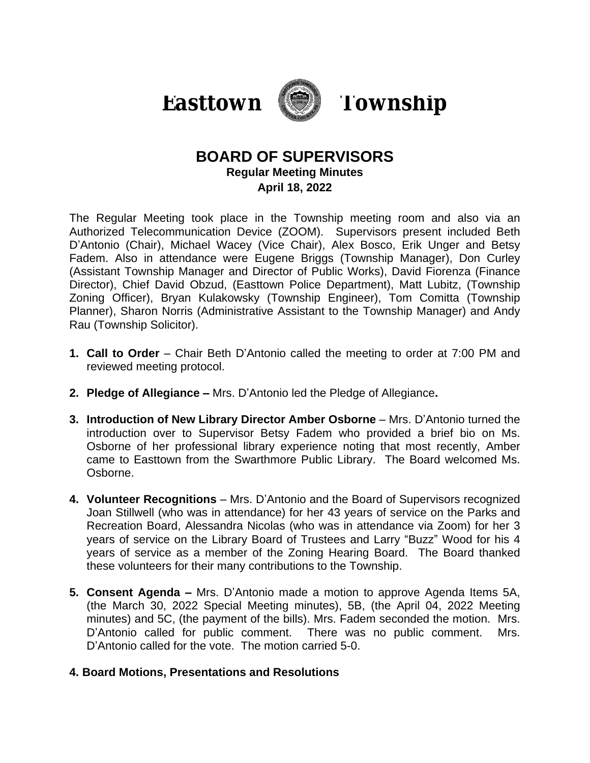# Easttown Township

## BOARD OF SUPERVISORS

**Regular Meeting Minutes**

**April 18, 2022**

The Regular Meeting took place in the Township meeting room and also via an Authorized Telecommunication Device (ZOOM). Supervisors present included Beth D'Antonio (Chair), Michael Wacey (Vice Chair), Alex Bosco, Erik Unger and Betsy Fadem. Also in attendance were Eugene Briggs (Township Manager), Don Curley (Assistant Township Manager and Director of Public Works), David Fiorenza (Finance Director), Chief David Obzud, (Easttown Police Department), Matt Lubitz, (Township Zoning Officer), Bryan Kulakowsky (Township Engineer), Tom Comitta (Township Planner), Sharon Norris (Administrative Assistant to the Township Manager) and Andy Rau (Township Solicitor).

1. **Call to Order** – Chair Beth D'Antonio called the meeting to order at 7:00 PM and reviewed meeting protocol.

2. **Pledge of Allegiance –** Mrs. D'Antonio led the Pledge of Allegiance**.**

3. **Introduction of New Library Director Amber Osborne** – Mrs. D'Antonio turned the introduction over to Supervisor Betsy Fadem who provided a brief bio on Ms. Osborne of her professional library experience noting that most recently, Amber came to Easttown from the Swarthmore Public Library. The Board welcomed Ms. Osborne.

4. **Volunteer Recognitions** – Mrs. D'Antonio and the Board of Supervisors recognized Joan Stillwell (who was in attendance) for her 43 years of service on the Parks and Recreation Board, Alessandra Nicolas (who was in attendance via Zoom) for her 3 years of service on the Library Board of Trustees and Larry "Buzz" Wood for his 4 years of service as a member of the Zoning Hearing Board. The Board thanked these volunteers for their many contributions to the Township.

5. **Consent Agenda –** Mrs. D'Antonio made a motion to approve Agenda Items 5A, (the March 30, 2022 Special Meeting minutes), 5B, (the April 04, 2022 Meeting minutes) and 5C, (the payment of the bills). Mrs. Fadem seconded the motion. Mrs. D'Antonio called for public comment. There was no public comment. Mrs. D'Antonio called for the vote. The motion carried 5-0.

**4. Board Motions, Presentations and Resolutions**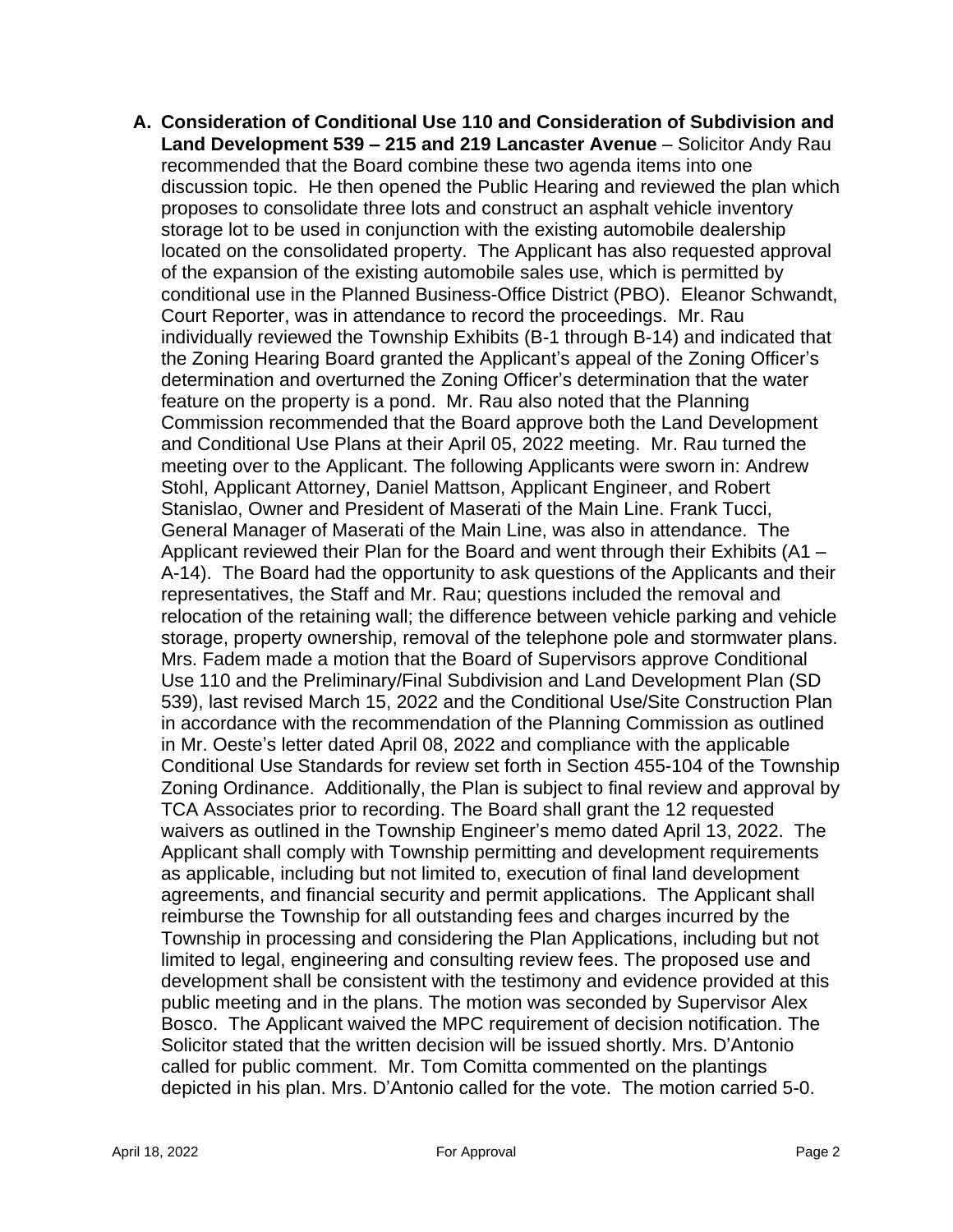A. **Consideration of Conditional Use 110 and Consideration of Subdivision and Land Development 539 – 215 and 219 Lancaster Avenue** – Solicitor Andy Rau recommended that the Board combine these two agenda items into one discussion topic. He then opened the Public Hearing and reviewed the plan which proposes to consolidate three lots and construct an asphalt vehicle inventory storage lot to be used in conjunction with the existing automobile dealership located on the consolidated property. The Applicant has also requested approval of the expansion of the existing automobile sales use, which is permitted by conditional use in the Planned Business-Office District (PBO). Eleanor Schwandt, Court Reporter, was in attendance to record the proceedings. Mr. Rau individually reviewed the Township Exhibits (B-1 through B-14) and indicated that the Zoning Hearing Board granted the Applicant's appeal of the Zoning Officer's determination and overturned the Zoning Officer's determination that the water feature on the property is a pond. Mr. Rau also noted that the Planning Commission recommended that the Board approve both the Land Development and Conditional Use Plans at their April 05, 2022 meeting. Mr. Rau turned the meeting over to the Applicant. The following Applicants were sworn in: Andrew Stohl, Applicant Attorney, Daniel Mattson, Applicant Engineer, and Robert Stanislao, Owner and President of Maserati of the Main Line. Frank Tucci, General Manager of Maserati of the Main Line, was also in attendance. The Applicant reviewed their Plan for the Board and went through their Exhibits (A1 – A-14). The Board had the opportunity to ask questions of the Applicants and their representatives, the Staff and Mr. Rau; questions included the removal and relocation of the retaining wall; the difference between vehicle parking and vehicle storage, property ownership, removal of the telephone pole and stormwater plans. Mrs. Fadem made a motion that the Board of Supervisors approve Conditional Use 110 and the Preliminary/Final Subdivision and Land Development Plan (SD 539), last revised March 15, 2022 and the Conditional Use/Site Construction Plan in accordance with the recommendation of the Planning Commission as outlined in Mr. Oeste's letter dated April 08, 2022 and compliance with the applicable Conditional Use Standards for review set forth in Section 455-104 of the Township Zoning Ordinance. Additionally, the Plan is subject to final review and approval by TCA Associates prior to recording. The Board shall grant the 12 requested waivers as outlined in the Township Engineer's memo dated April 13, 2022. The Applicant shall comply with Township permitting and development requirements as applicable, including but not limited to, execution of final land development agreements, and financial security and permit applications. The Applicant shall reimburse the Township for all outstanding fees and charges incurred by the Township in processing and considering the Plan Applications, including but not limited to legal, engineering and consulting review fees. The proposed use and development shall be consistent with the testimony and evidence provided at this public meeting and in the plans. The motion was seconded by Supervisor Alex Bosco. The Applicant waived the MPC requirement of decision notification. The Solicitor stated that the written decision will be issued shortly. Mrs. D'Antonio called for public comment. Mr. Tom Comitta commented on the plantings depicted in his plan. Mrs. D'Antonio called for the vote. The motion carried 5-0.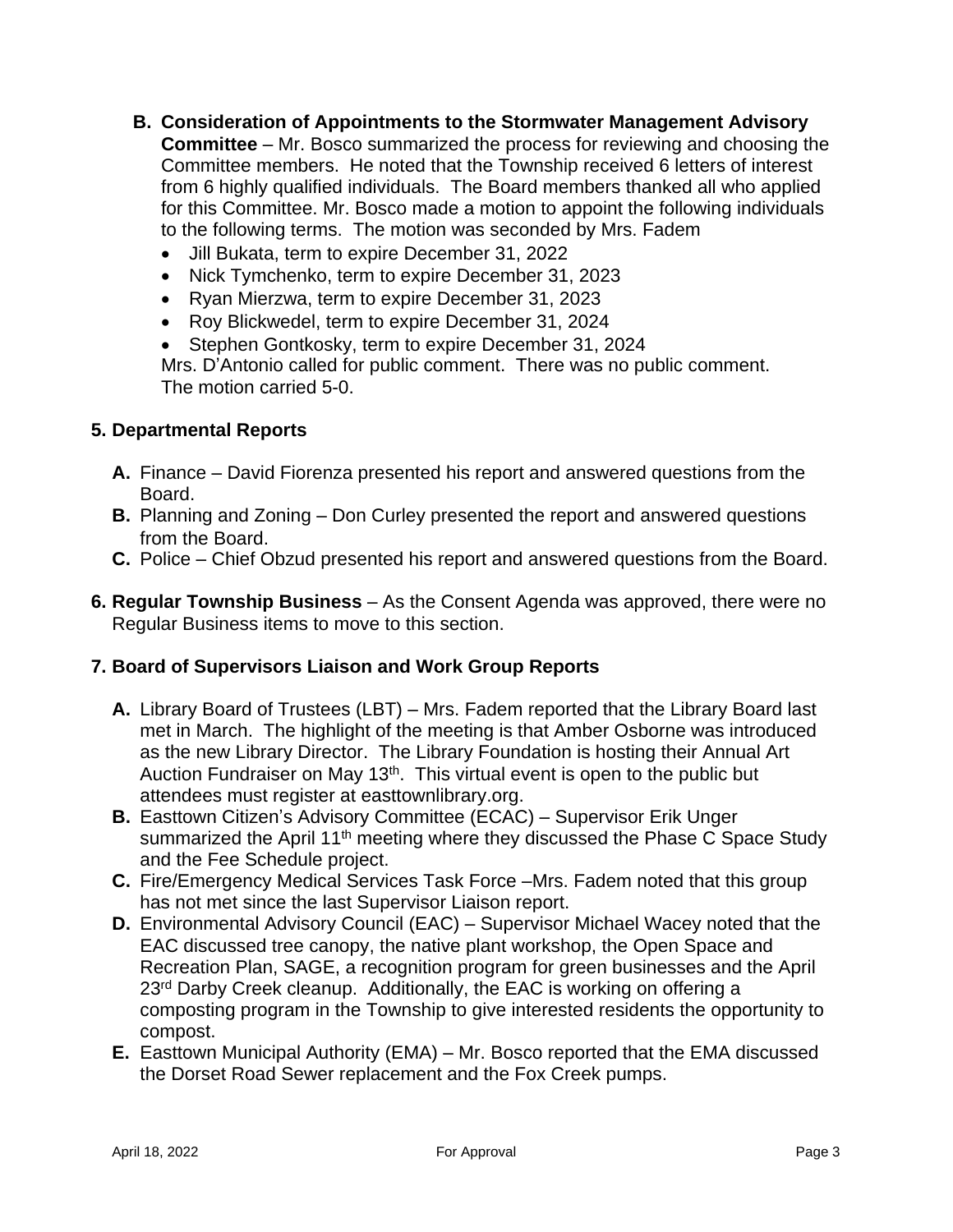**B. Consideration of Appointments to the Stormwater Management Advisory Committee** – Mr. Bosco summarized the process for reviewing and choosing the Committee members. He noted that the Township received 6 letters of interest from 6 highly qualified individuals. The Board members thanked all who applied for this Committee. Mr. Bosco made a motion to appoint the following individuals to the following terms. The motion was seconded by Mrs. Fadem

- Jill Bukata, term to expire December 31, 2022
- Nick Tymchenko, term to expire December 31, 2023
- Ryan Mierzwa, term to expire December 31, 2023
- Roy Blickwedel, term to expire December 31, 2024
- Stephen Gontkosky, term to expire December 31, 2024

Mrs. D'Antonio called for public comment. There was no public comment. The motion carried 5-0.

## 5. Departmental Reports

**A.** Finance – David Fiorenza presented his report and answered questions from the Board.

**B.** Planning and Zoning – Don Curley presented the report and answered questions from the Board.

**C.** Police – Chief Obzud presented his report and answered questions from the Board.

**6. Regular Township Business** – As the Consent Agenda was approved, there were no Regular Business items to move to this section.

## 7. Board of Supervisors Liaison and Work Group Reports

**A.** Library Board of Trustees (LBT) – Mrs. Fadem reported that the Library Board last met in March. The highlight of the meeting is that Amber Osborne was introduced as the new Library Director. The Library Foundation is hosting their Annual Art Auction Fundraiser on May 13th. This virtual event is open to the public but attendees must register at easttownlibrary.org.

**B.** Easttown Citizen's Advisory Committee (ECAC) – Supervisor Erik Unger summarized the April 11th meeting where they discussed the Phase C Space Study and the Fee Schedule project.

**C.** Fire/Emergency Medical Services Task Force –Mrs. Fadem noted that this group has not met since the last Supervisor Liaison report.

**D.** Environmental Advisory Council (EAC) – Supervisor Michael Wacey noted that the EAC discussed tree canopy, the native plant workshop, the Open Space and Recreation Plan, SAGE, a recognition program for green businesses and the April 23rd Darby Creek cleanup. Additionally, the EAC is working on offering a composting program in the Township to give interested residents the opportunity to compost.

**E.** Easttown Municipal Authority (EMA) – Mr. Bosco reported that the EMA discussed the Dorset Road Sewer replacement and the Fox Creek pumps.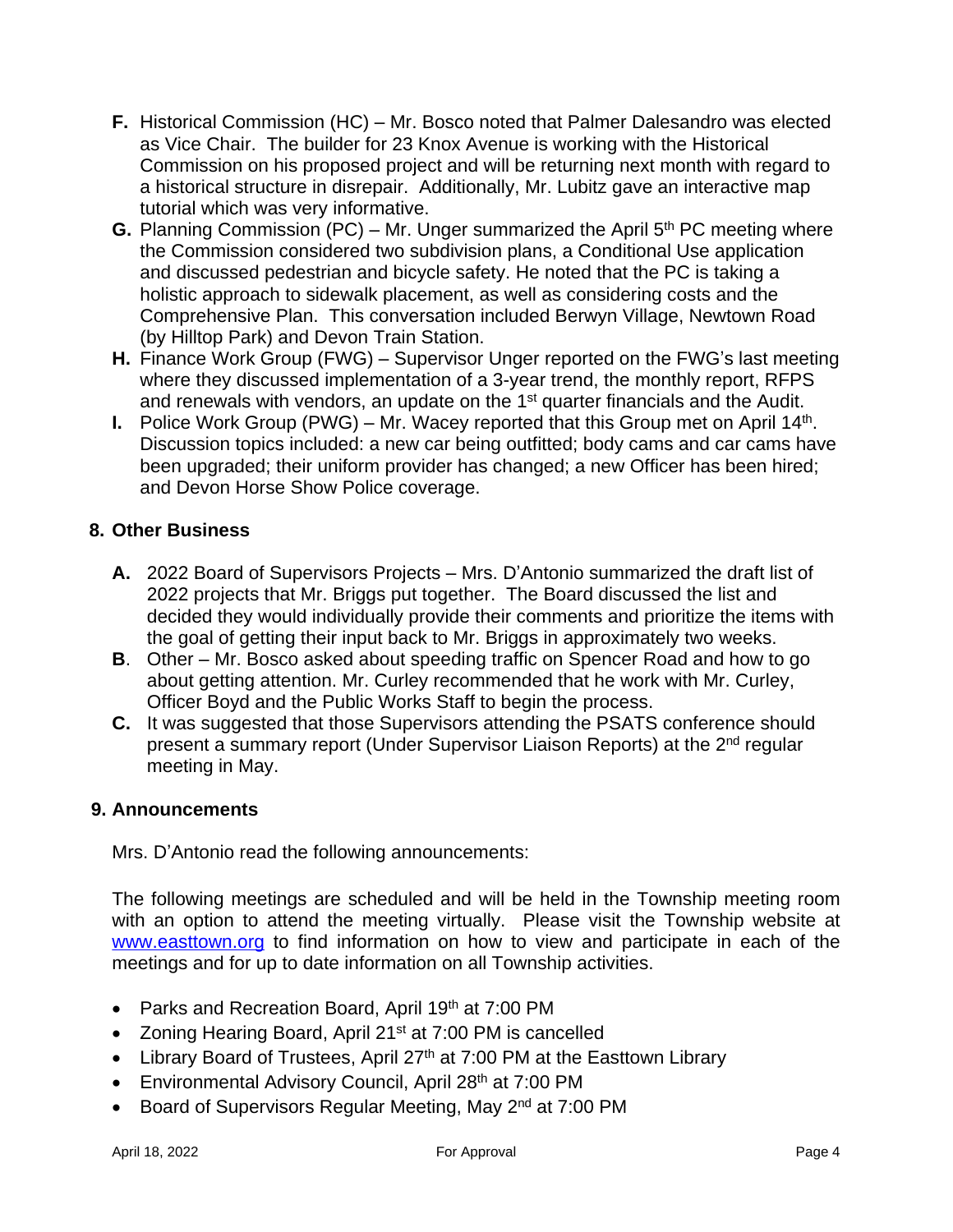**F.** Historical Commission (HC) – Mr. Bosco noted that Palmer Dalesandro was elected as Vice Chair. The builder for 23 Knox Avenue is working with the Historical Commission on his proposed project and will be returning next month with regard to a historical structure in disrepair. Additionally, Mr. Lubitz gave an interactive map tutorial which was very informative.

**G.** Planning Commission (PC) – Mr. Unger summarized the April 5th PC meeting where the Commission considered two subdivision plans, a Conditional Use application and discussed pedestrian and bicycle safety. He noted that the PC is taking a holistic approach to sidewalk placement, as well as considering costs and the Comprehensive Plan. This conversation included Berwyn Village, Newtown Road (by Hilltop Park) and Devon Train Station.

**H.** Finance Work Group (FWG) – Supervisor Unger reported on the FWG's last meeting where they discussed implementation of a 3-year trend, the monthly report, RFPS and renewals with vendors, an update on the 1st quarter financials and the Audit.

**I.** Police Work Group (PWG) – Mr. Wacey reported that this Group met on April 14th. Discussion topics included: a new car being outfitted; body cams and car cams have been upgraded; their uniform provider has changed; a new Officer has been hired; and Devon Horse Show Police coverage.

## 8. Other Business

**A.** 2022 Board of Supervisors Projects – Mrs. D'Antonio summarized the draft list of 2022 projects that Mr. Briggs put together. The Board discussed the list and decided they would individually provide their comments and prioritize the items with the goal of getting their input back to Mr. Briggs in approximately two weeks.

**B**. Other – Mr. Bosco asked about speeding traffic on Spencer Road and how to go about getting attention. Mr. Curley recommended that he work with Mr. Curley, Officer Boyd and the Public Works Staff to begin the process.

**C.** It was suggested that those Supervisors attending the PSATS conference should present a summary report (Under Supervisor Liaison Reports) at the 2nd regular meeting in May.

## 9. Announcements

Mrs. D'Antonio read the following announcements:

The following meetings are scheduled and will be held in the Township meeting room with an option to attend the meeting virtually. Please visit the Township website at www.easttown.org to find information on how to view and participate in each of the meetings and for up to date information on all Township activities.

- Parks and Recreation Board, April 19th at 7:00 PM
- Zoning Hearing Board, April 21st at 7:00 PM is cancelled
- Library Board of Trustees, April 27th at 7:00 PM at the Easttown Library
- Environmental Advisory Council, April 28th at 7:00 PM
- Board of Supervisors Regular Meeting, May 2nd at 7:00 PM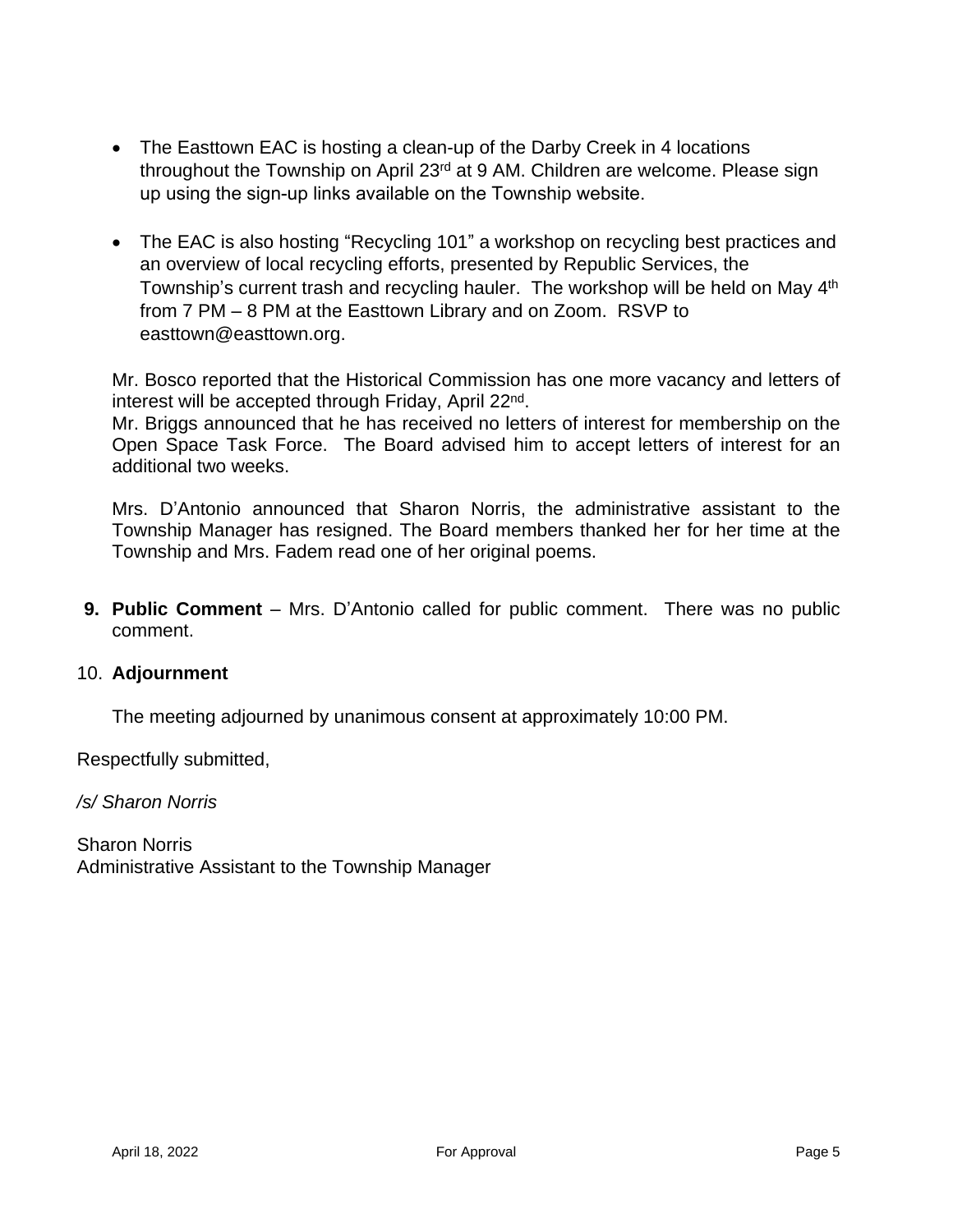- The Easttown EAC is hosting a clean-up of the Darby Creek in 4 locations throughout the Township on April 23rd at 9 AM. Children are welcome. Please sign up using the sign-up links available on the Township website.

- The EAC is also hosting "Recycling 101" a workshop on recycling best practices and an overview of local recycling efforts, presented by Republic Services, the Township's current trash and recycling hauler. The workshop will be held on May 4th from 7 PM – 8 PM at the Easttown Library and on Zoom. RSVP to easttown@easttown.org.

Mr. Bosco reported that the Historical Commission has one more vacancy and letters of interest will be accepted through Friday, April 22nd.
Mr. Briggs announced that he has received no letters of interest for membership on the Open Space Task Force. The Board advised him to accept letters of interest for an additional two weeks.

Mrs. D'Antonio announced that Sharon Norris, the administrative assistant to the Township Manager has resigned. The Board members thanked her for her time at the Township and Mrs. Fadem read one of her original poems.

**9. Public Comment** – Mrs. D'Antonio called for public comment. There was no public comment.

10. **Adjournment**

The meeting adjourned by unanimous consent at approximately 10:00 PM.

Respectfully submitted,

*/s/ Sharon Norris*

Sharon Norris
Administrative Assistant to the Township Manager